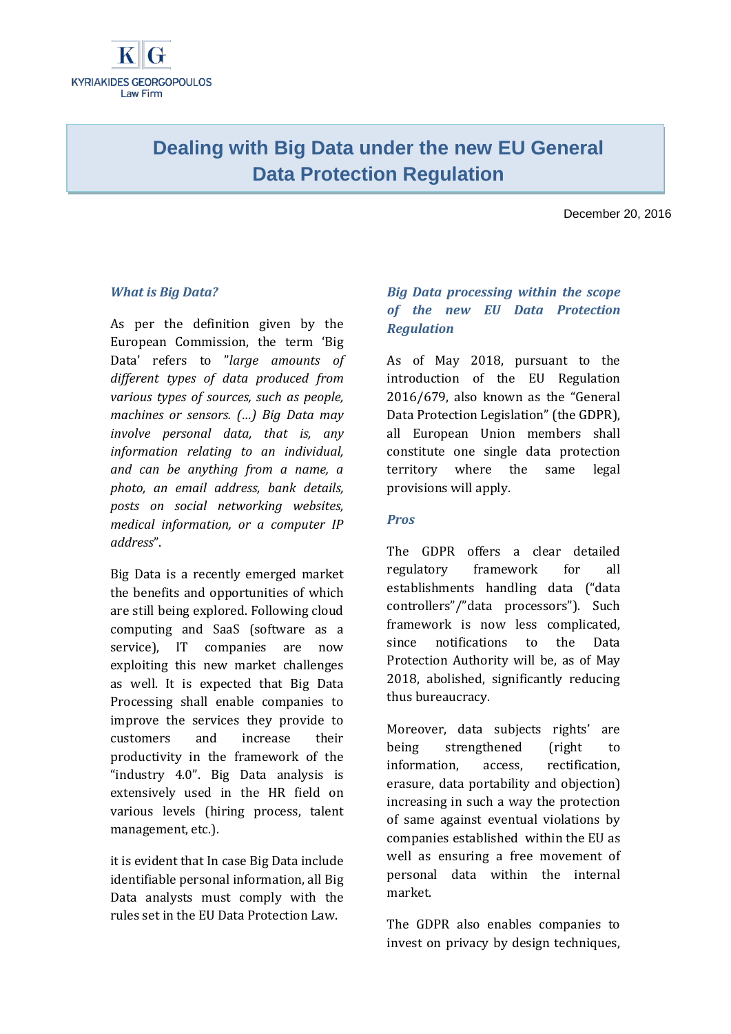KYRIAKIDES GEORGOPOULOS
Law Firm

# Dealing with Big Data under the new EU General Data Protection Regulation

December 20, 2016

### *What is Big Data?*

As per the definition given by the European Commission, the term 'Big Data' refers to *"large amounts of different types of data produced from various types of sources, such as people, machines or sensors. (…) Big Data may involve personal data, that is, any information relating to an individual, and can be anything from a name, a photo, an email address, bank details, posts on social networking websites, medical information, or a computer IP address*".

Big Data is a recently emerged market the benefits and opportunities of which are still being explored. Following cloud computing and SaaS (software as a service), IT companies are now exploiting this new market challenges as well. It is expected that Big Data Processing shall enable companies to improve the services they provide to customers and increase their productivity in the framework of the "industry 4.0". Big Data analysis is extensively used in the HR field on various levels (hiring process, talent management, etc.).

it is evident that In case Big Data include identifiable personal information, all Big Data analysts must comply with the rules set in the EU Data Protection Law.

### *Big Data processing within the scope of the new EU Data Protection Regulation*

As of May 2018, pursuant to the introduction of the EU Regulation 2016/679, also known as the "General Data Protection Legislation" (the GDPR), all European Union members shall constitute one single data protection territory where the same legal provisions will apply.

### *Pros*

The GDPR offers a clear detailed regulatory framework for all establishments handling data ("data controllers"/"data processors"). Such framework is now less complicated, since notifications to the Data Protection Authority will be, as of May 2018, abolished, significantly reducing thus bureaucracy.

Moreover, data subjects rights' are being strengthened (right to information, access, rectification, erasure, data portability and objection) increasing in such a way the protection of same against eventual violations by companies established within the EU as well as ensuring a free movement of personal data within the internal market.

The GDPR also enables companies to invest on privacy by design techniques,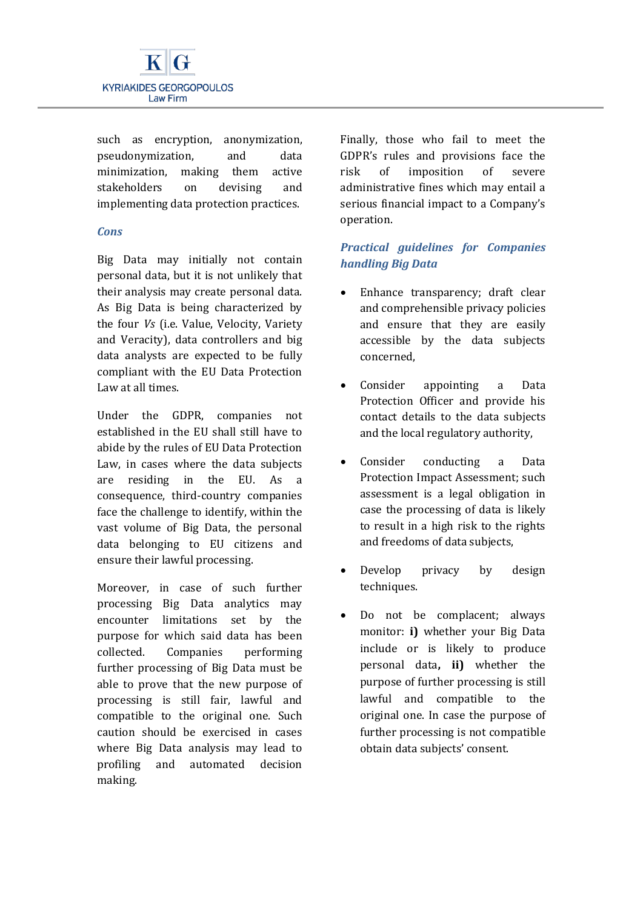such as encryption, anonymization, pseudonymization, and data minimization, making them active stakeholders on devising and implementing data protection practices.

### *Cons*

Big Data may initially not contain personal data, but it is not unlikely that their analysis may create personal data. As Big Data is being characterized by the four *Vs* (i.e. Value, Velocity, Variety and Veracity), data controllers and big data analysts are expected to be fully compliant with the EU Data Protection Law at all times.

Under the GDPR, companies not established in the EU shall still have to abide by the rules of EU Data Protection Law, in cases where the data subjects are residing in the EU. As a consequence, third-country companies face the challenge to identify, within the vast volume of Big Data, the personal data belonging to EU citizens and ensure their lawful processing.

Moreover, in case of such further processing Big Data analytics may encounter limitations set by the purpose for which said data has been collected. Companies performing further processing of Big Data must be able to prove that the new purpose of processing is still fair, lawful and compatible to the original one. Such caution should be exercised in cases where Big Data analysis may lead to profiling and automated decision making.

Finally, those who fail to meet the GDPR's rules and provisions face the risk of imposition of severe administrative fines which may entail a serious financial impact to a Company's operation.

### *Practical guidelines for Companies handling Big Data*

- Enhance transparency; draft clear and comprehensible privacy policies and ensure that they are easily accessible by the data subjects concerned,
- Consider appointing a Data Protection Officer and provide his contact details to the data subjects and the local regulatory authority,
- Consider conducting a Data Protection Impact Assessment; such assessment is a legal obligation in case the processing of data is likely to result in a high risk to the rights and freedoms of data subjects,
- Develop privacy by design techniques.
- Do not be complacent; always monitor: **i)** whether your Big Data include or is likely to produce personal data**, ii)** whether the purpose of further processing is still lawful and compatible to the original one. In case the purpose of further processing is not compatible obtain data subjects' consent.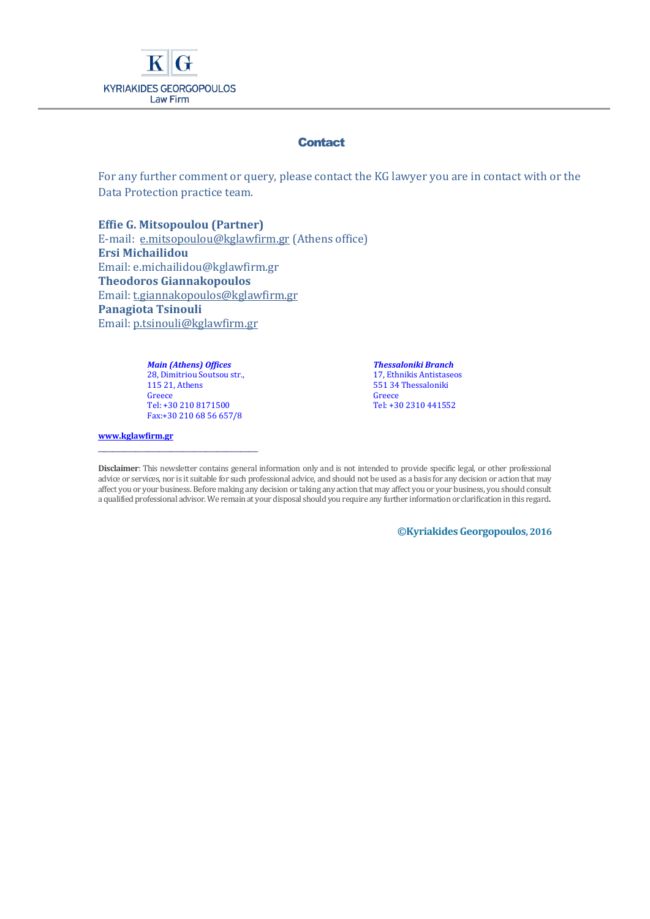KYRIAKIDES GEORGOPOULOS
Law Firm

## Contact

For any further comment or query, please contact the KG lawyer you are in contact with or the Data Protection practice team.

**Effie G. Mitsopoulou (Partner)**
E-mail: e.mitsopoulou@kglawfirm.gr (Athens office)
**Ersi Michailidou**
Email: e.michailidou@kglawfirm.gr
**Theodoros Giannakopoulos**
Email: t.giannakopoulos@kglawfirm.gr
**Panagiota Tsinouli**
Email: p.tsinouli@kglawfirm.gr

***Main (Athens) Offices***
28, Dimitriou Soutsou str.,
115 21, Athens
Greece
Tel: +30 210 8171500
Fax:+30 210 68 56 657/8

***Thessaloniki Branch***
17, Ethnikis Antistaseos
551 34 Thessaloniki
Greece
Tel: +30 2310 441552

**www.kglawfirm.gr**

---

**Disclaimer**: This newsletter contains general information only and is not intended to provide specific legal, or other professional advice or services, nor is it suitable for such professional advice, and should not be used as a basis for any decision or action that may affect you or your business. Before making any decision or taking any action that may affect you or your business, you should consult a qualified professional advisor. We remain at your disposal should you require any further information or clarification in this regard**.**

**©Kyriakides Georgopoulos, 2016**